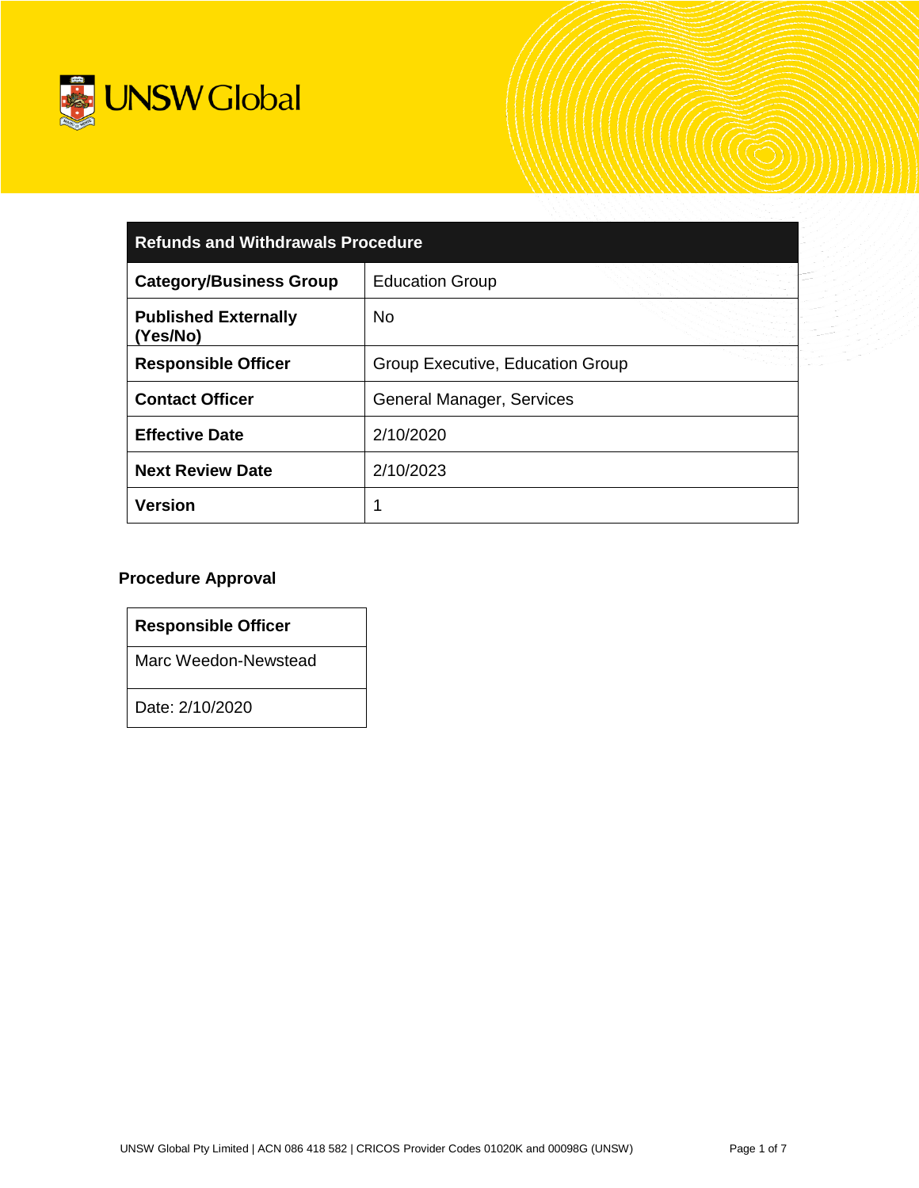UNSW Global

| Refunds and Withdrawals Procedure | |
|---|---|
| **Category/Business Group** | Education Group |
| **Published Externally (Yes/No)** | No |
| **Responsible Officer** | Group Executive, Education Group |
| **Contact Officer** | General Manager, Services |
| **Effective Date** | 2/10/2020 |
| **Next Review Date** | 2/10/2023 |
| **Version** | 1 |

**Procedure Approval**

| Responsible Officer |
|---|
| Marc Weedon-Newstead |
| Date: 2/10/2020 |

UNSW Global Pty Limited | ACN 086 418 582 | CRICOS Provider Codes 01020K and 00098G (UNSW)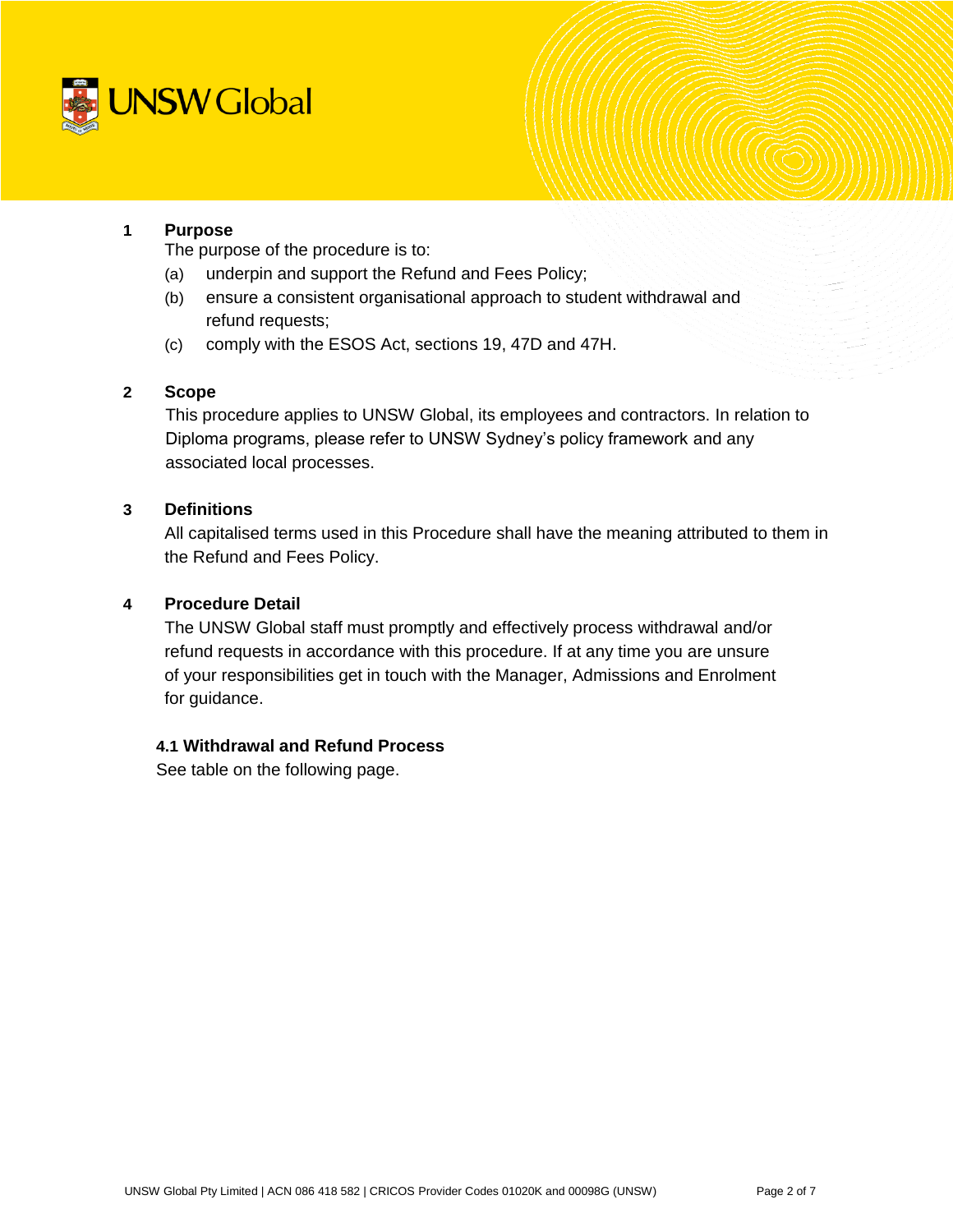## 1 Purpose

The purpose of the procedure is to:

(a) underpin and support the Refund and Fees Policy;

(b) ensure a consistent organisational approach to student withdrawal and refund requests;

(c) comply with the ESOS Act, sections 19, 47D and 47H.

## 2 Scope

This procedure applies to UNSW Global, its employees and contractors. In relation to Diploma programs, please refer to UNSW Sydney's policy framework and any associated local processes.

## 3 Definitions

All capitalised terms used in this Procedure shall have the meaning attributed to them in the Refund and Fees Policy.

## 4 Procedure Detail

The UNSW Global staff must promptly and effectively process withdrawal and/or refund requests in accordance with this procedure. If at any time you are unsure of your responsibilities get in touch with the Manager, Admissions and Enrolment for guidance.

### 4.1 Withdrawal and Refund Process

See table on the following page.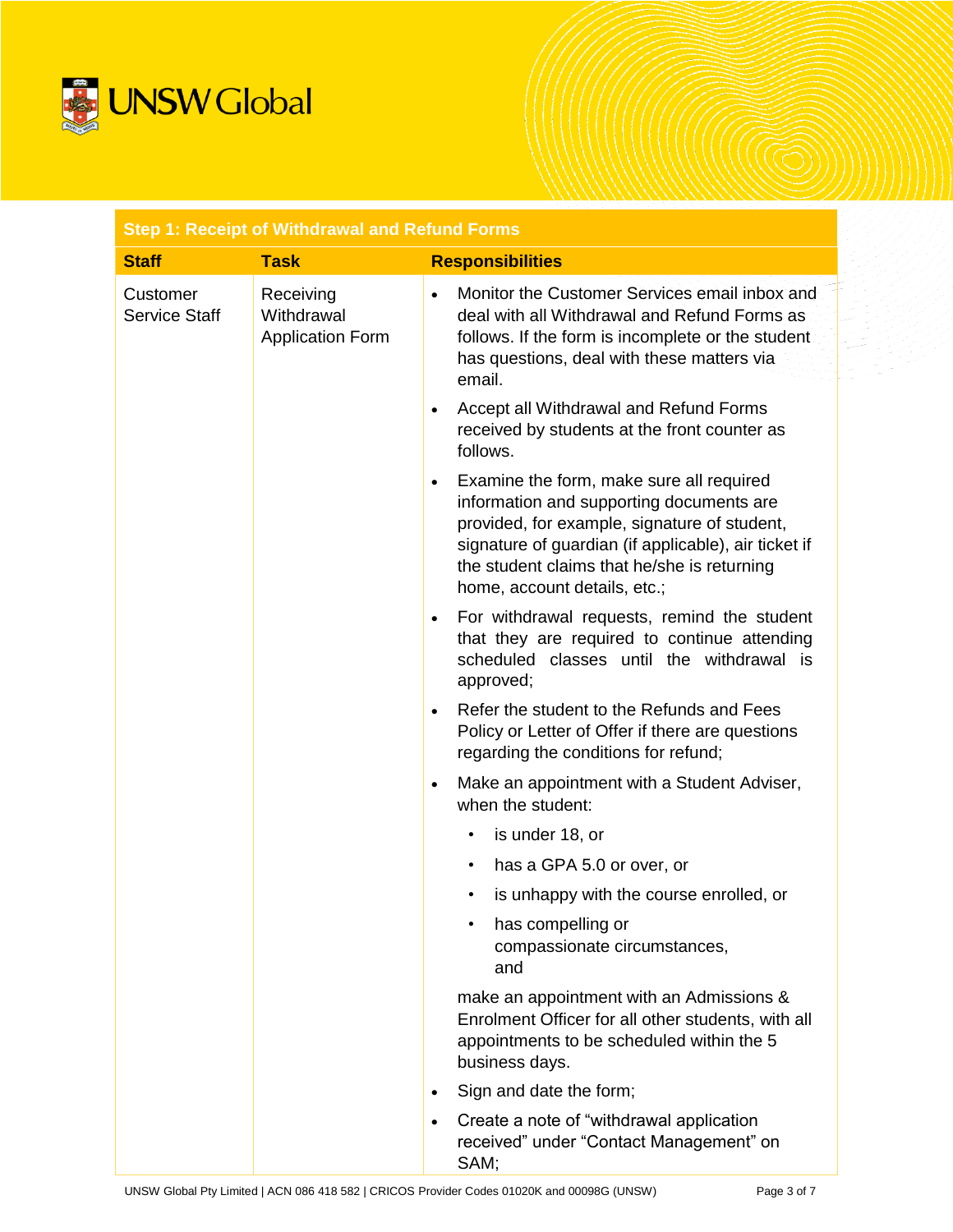| Step 1: Receipt of Withdrawal and Refund Forms | | |
|---|---|---|
| **Staff** | **Task** | **Responsibilities** |
| Customer Service Staff | Receiving Withdrawal Application Form | • Monitor the Customer Services email inbox and deal with all Withdrawal and Refund Forms as follows. If the form is incomplete or the student has questions, deal with these matters via email.<br><br>• Accept all Withdrawal and Refund Forms received by students at the front counter as follows.<br><br>• Examine the form, make sure all required information and supporting documents are provided, for example, signature of student, signature of guardian (if applicable), air ticket if the student claims that he/she is returning home, account details, etc.;<br><br>• For withdrawal requests, remind the student that they are required to continue attending scheduled classes until the withdrawal is approved;<br><br>• Refer the student to the Refunds and Fees Policy or Letter of Offer if there are questions regarding the conditions for refund;<br><br>• Make an appointment with a Student Adviser, when the student:<br>  • is under 18, or<br>  • has a GPA 5.0 or over, or<br>  • is unhappy with the course enrolled, or<br>  • has compelling or compassionate circumstances, and<br><br>make an appointment with an Admissions & Enrolment Officer for all other students, with all appointments to be scheduled within the 5 business days.<br><br>• Sign and date the form;<br><br>• Create a note of "withdrawal application received" under "Contact Management" on SAM; |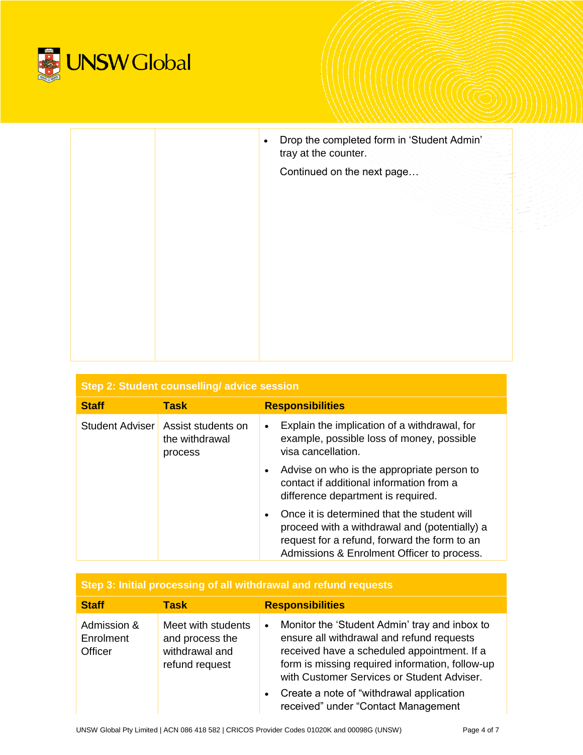| | | |
|---|---|---|
| | | • Drop the completed form in 'Student Admin' tray at the counter.<br>Continued on the next page… |

| Step 2: Student counselling/ advice session | | |
|---|---|---|
| **Staff** | **Task** | **Responsibilities** |
| Student Adviser | Assist students on the withdrawal process | • Explain the implication of a withdrawal, for example, possible loss of money, possible visa cancellation.<br>• Advise on who is the appropriate person to contact if additional information from a difference department is required.<br>• Once it is determined that the student will proceed with a withdrawal and (potentially) a request for a refund, forward the form to an Admissions & Enrolment Officer to process. |

| Step 3: Initial processing of all withdrawal and refund requests | | |
|---|---|---|
| **Staff** | **Task** | **Responsibilities** |
| Admission & Enrolment Officer | Meet with students and process the withdrawal and refund request | • Monitor the 'Student Admin' tray and inbox to ensure all withdrawal and refund requests received have a scheduled appointment. If a form is missing required information, follow-up with Customer Services or Student Adviser.<br>• Create a note of "withdrawal application received" under "Contact Management |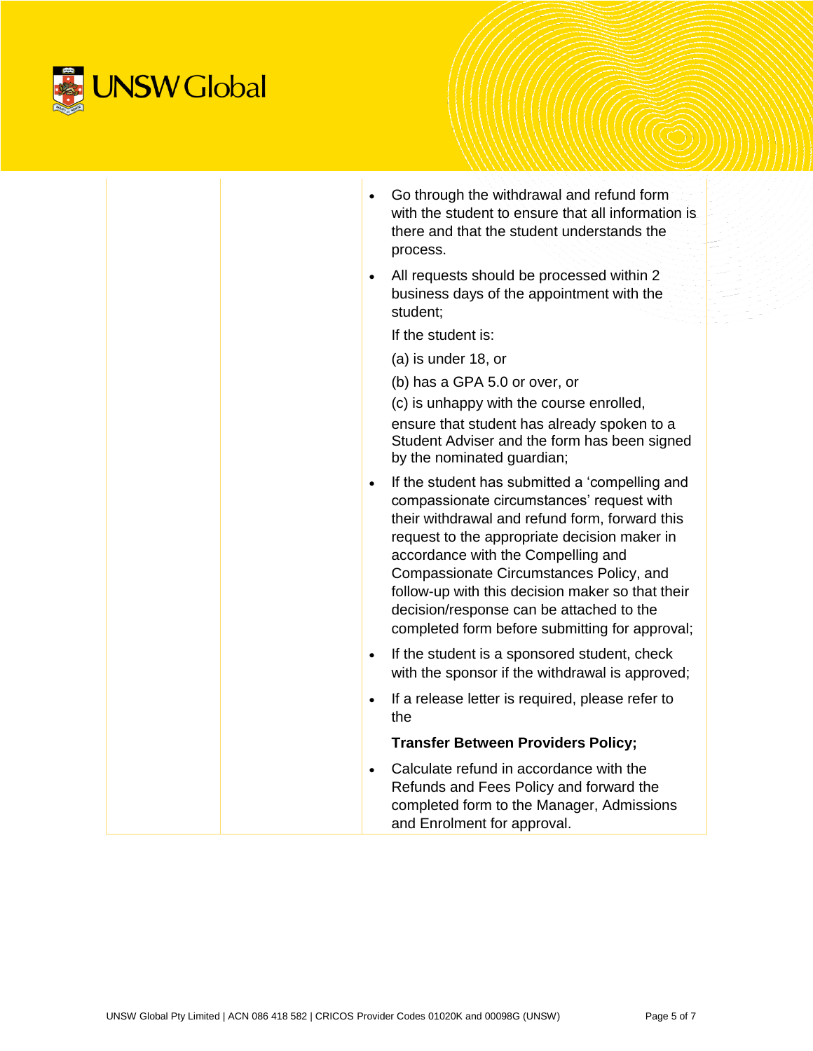| | | |
|---|---|---|
| | | • Go through the withdrawal and refund form with the student to ensure that all information is there and that the student understands the process.<br><br>• All requests should be processed within 2 business days of the appointment with the student;<br><br>If the student is:<br><br>(a) is under 18, or<br><br>(b) has a GPA 5.0 or over, or<br><br>(c) is unhappy with the course enrolled,<br><br>ensure that student has already spoken to a Student Adviser and the form has been signed by the nominated guardian;<br><br>• If the student has submitted a 'compelling and compassionate circumstances' request with their withdrawal and refund form, forward this request to the appropriate decision maker in accordance with the Compelling and Compassionate Circumstances Policy, and follow-up with this decision maker so that their decision/response can be attached to the completed form before submitting for approval;<br><br>• If the student is a sponsored student, check with the sponsor if the withdrawal is approved;<br><br>• If a release letter is required, please refer to the<br><br>**Transfer Between Providers Policy;**<br><br>• Calculate refund in accordance with the Refunds and Fees Policy and forward the completed form to the Manager, Admissions and Enrolment for approval. |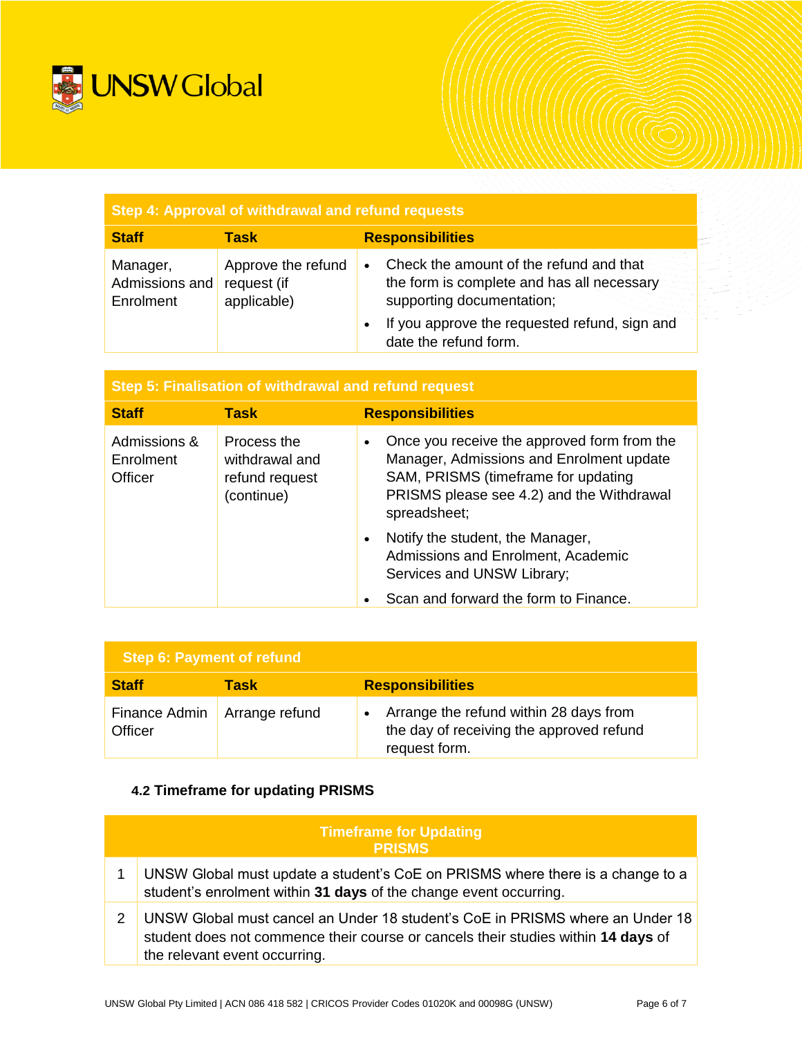| Step 4: Approval of withdrawal and refund requests | | |
|---|---|---|
| **Staff** | **Task** | **Responsibilities** |
| Manager, Admissions and Enrolment | Approve the refund request (if applicable) | • Check the amount of the refund and that the form is complete and has all necessary supporting documentation;<br>• If you approve the requested refund, sign and date the refund form. |

| Step 5: Finalisation of withdrawal and refund request | | |
|---|---|---|
| **Staff** | **Task** | **Responsibilities** |
| Admissions & Enrolment Officer | Process the withdrawal and refund request (continue) | • Once you receive the approved form from the Manager, Admissions and Enrolment update SAM, PRISMS (timeframe for updating PRISMS please see 4.2) and the Withdrawal spreadsheet;<br>• Notify the student, the Manager, Admissions and Enrolment, Academic Services and UNSW Library;<br>• Scan and forward the form to Finance. |

| Step 6: Payment of refund | | |
|---|---|---|
| **Staff** | **Task** | **Responsibilities** |
| Finance Admin Officer | Arrange refund | • Arrange the refund within 28 days from the day of receiving the approved refund request form. |

### 4.2 Timeframe for updating PRISMS

| | Timeframe for Updating PRISMS |
|---|---|
| 1 | UNSW Global must update a student's CoE on PRISMS where there is a change to a student's enrolment within **31 days** of the change event occurring. |
| 2 | UNSW Global must cancel an Under 18 student's CoE in PRISMS where an Under 18 student does not commence their course or cancels their studies within **14 days** of the relevant event occurring. |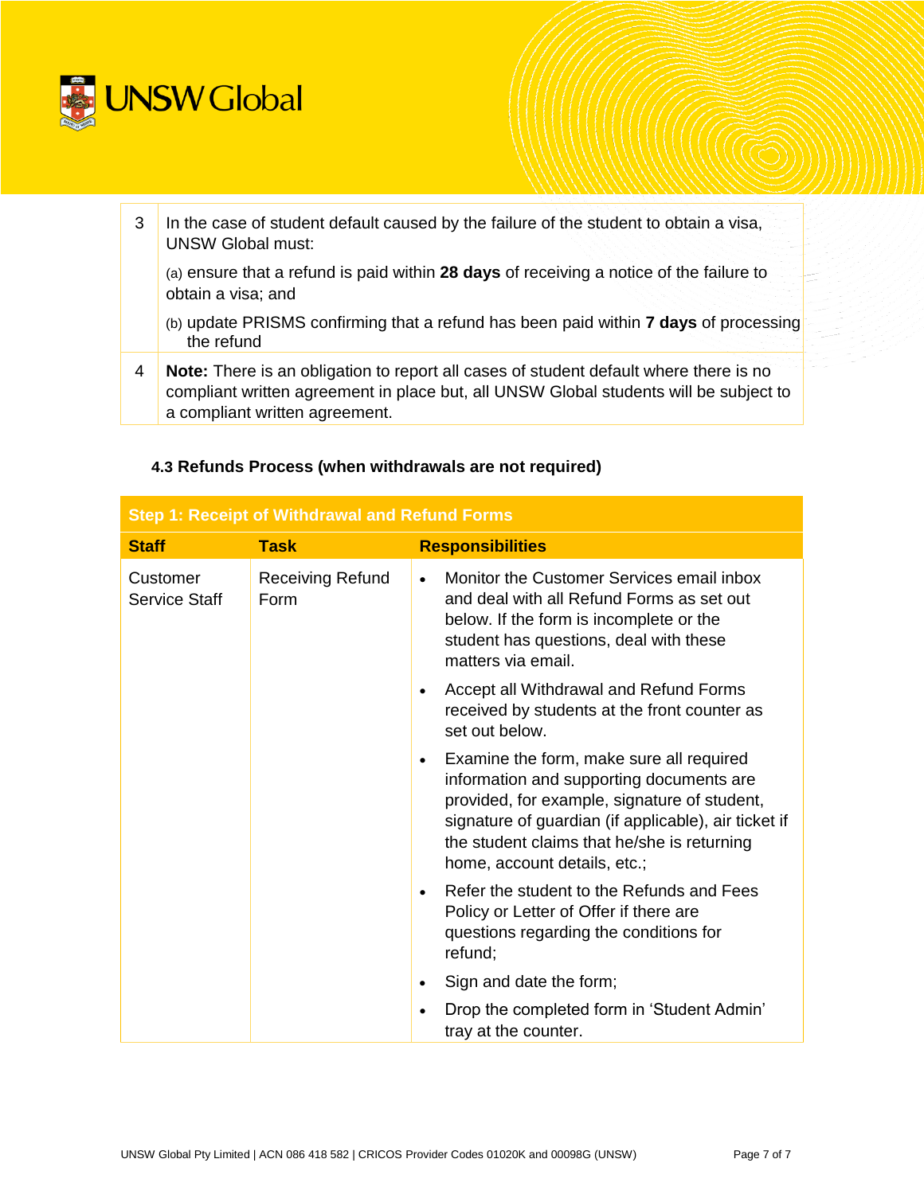| | |
|---|---|
| 3 | In the case of student default caused by the failure of the student to obtain a visa, UNSW Global must:<br>(a) ensure that a refund is paid within **28 days** of receiving a notice of the failure to obtain a visa; and<br>(b) update PRISMS confirming that a refund has been paid within **7 days** of processing the refund |
| 4 | **Note:** There is an obligation to report all cases of student default where there is no compliant written agreement in place but, all UNSW Global students will be subject to a compliant written agreement. |

### 4.3 Refunds Process (when withdrawals are not required)

| **Step 1: Receipt of Withdrawal and Refund Forms** | | |
|---|---|---|
| **Staff** | **Task** | **Responsibilities** |
| Customer Service Staff | Receiving Refund Form | • Monitor the Customer Services email inbox and deal with all Refund Forms as set out below. If the form is incomplete or the student has questions, deal with these matters via email.<br>• Accept all Withdrawal and Refund Forms received by students at the front counter as set out below.<br>• Examine the form, make sure all required information and supporting documents are provided, for example, signature of student, signature of guardian (if applicable), air ticket if the student claims that he/she is returning home, account details, etc.;<br>• Refer the student to the Refunds and Fees Policy or Letter of Offer if there are questions regarding the conditions for refund;<br>• Sign and date the form;<br>• Drop the completed form in 'Student Admin' tray at the counter. |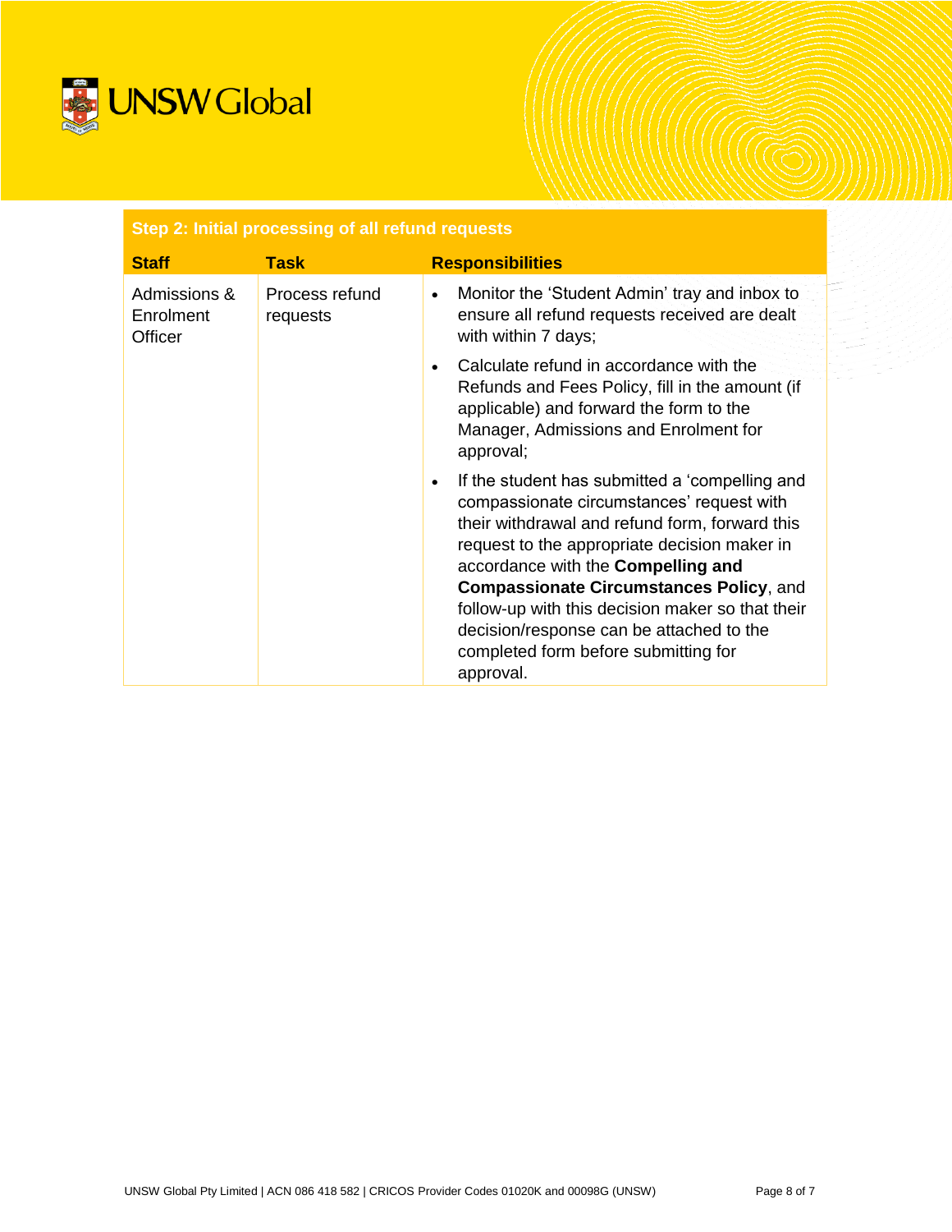| Step 2: Initial processing of all refund requests | | |
|---|---|---|
| **Staff** | **Task** | **Responsibilities** |
| Admissions & Enrolment Officer | Process refund requests | • Monitor the 'Student Admin' tray and inbox to ensure all refund requests received are dealt with within 7 days;<br>• Calculate refund in accordance with the Refunds and Fees Policy, fill in the amount (if applicable) and forward the form to the Manager, Admissions and Enrolment for approval;<br>• If the student has submitted a 'compelling and compassionate circumstances' request with their withdrawal and refund form, forward this request to the appropriate decision maker in accordance with the **Compelling and Compassionate Circumstances Policy**, and follow-up with this decision maker so that their decision/response can be attached to the completed form before submitting for approval. |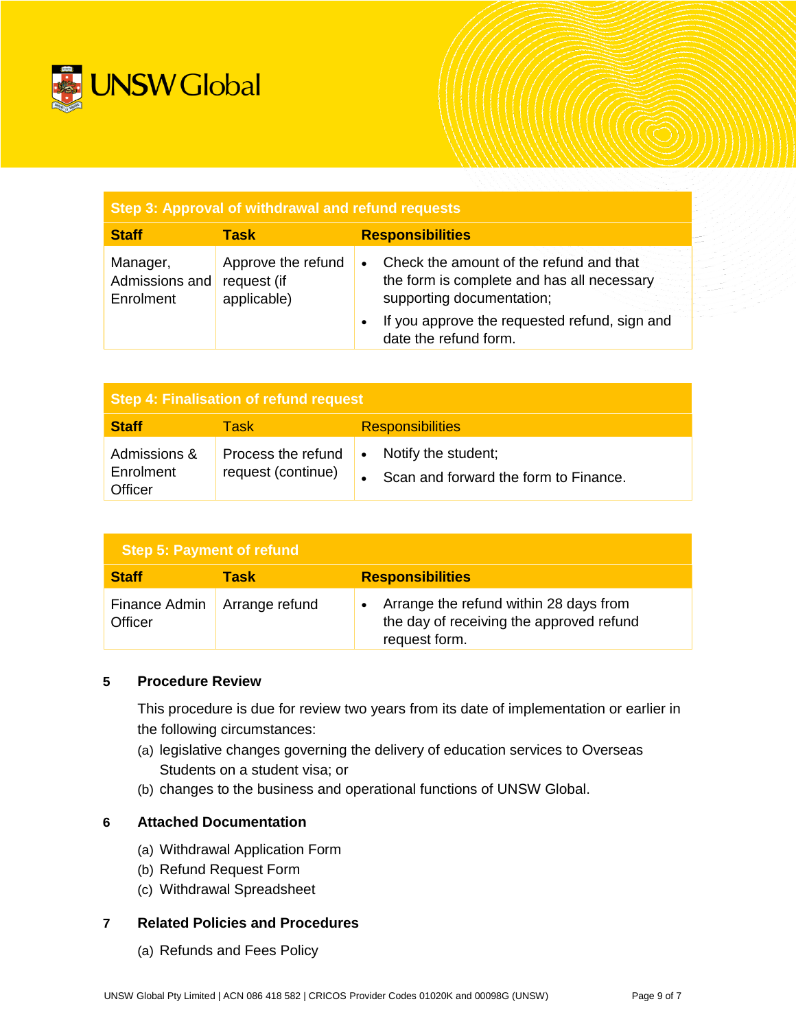| Step 3: Approval of withdrawal and refund requests | | |
|---|---|---|
| **Staff** | **Task** | **Responsibilities** |
| Manager, Admissions and Enrolment | Approve the refund request (if applicable) | • Check the amount of the refund and that the form is complete and has all necessary supporting documentation;<br>• If you approve the requested refund, sign and date the refund form. |

| Step 4: Finalisation of refund request | | |
|---|---|---|
| **Staff** | Task | Responsibilities |
| Admissions & Enrolment Officer | Process the refund request (continue) | • Notify the student;<br>• Scan and forward the form to Finance. |

| Step 5: Payment of refund | | |
|---|---|---|
| **Staff** | **Task** | **Responsibilities** |
| Finance Admin Officer | Arrange refund | • Arrange the refund within 28 days from the day of receiving the approved refund request form. |

## 5 Procedure Review

This procedure is due for review two years from its date of implementation or earlier in the following circumstances:

(a) legislative changes governing the delivery of education services to Overseas Students on a student visa; or

(b) changes to the business and operational functions of UNSW Global.

## 6 Attached Documentation

(a) Withdrawal Application Form

(b) Refund Request Form

(c) Withdrawal Spreadsheet

## 7 Related Policies and Procedures

(a) Refunds and Fees Policy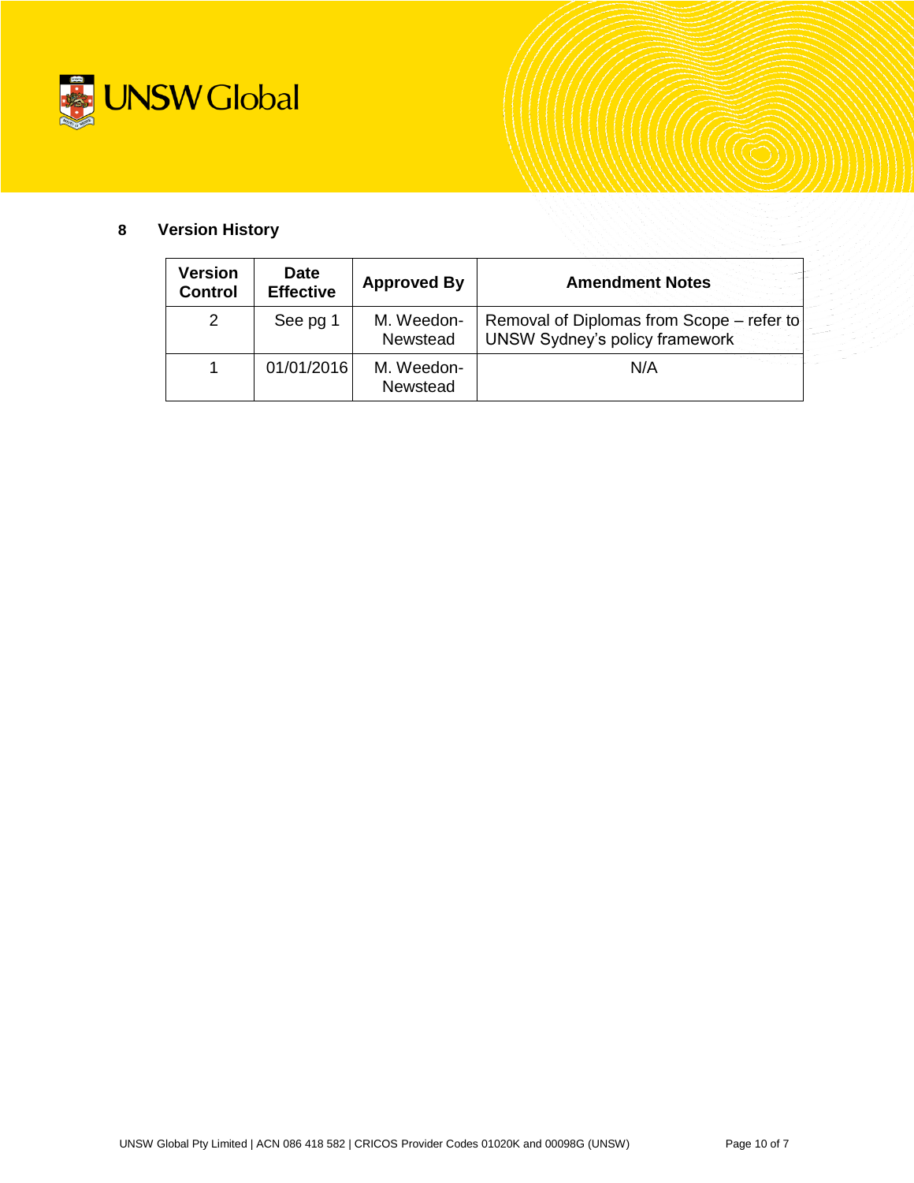## 8 Version History

| Version Control | Date Effective | Approved By | Amendment Notes |
|---|---|---|---|
| 2 | See pg 1 | M. Weedon-Newstead | Removal of Diplomas from Scope – refer to UNSW Sydney's policy framework |
| 1 | 01/01/2016 | M. Weedon-Newstead | N/A |